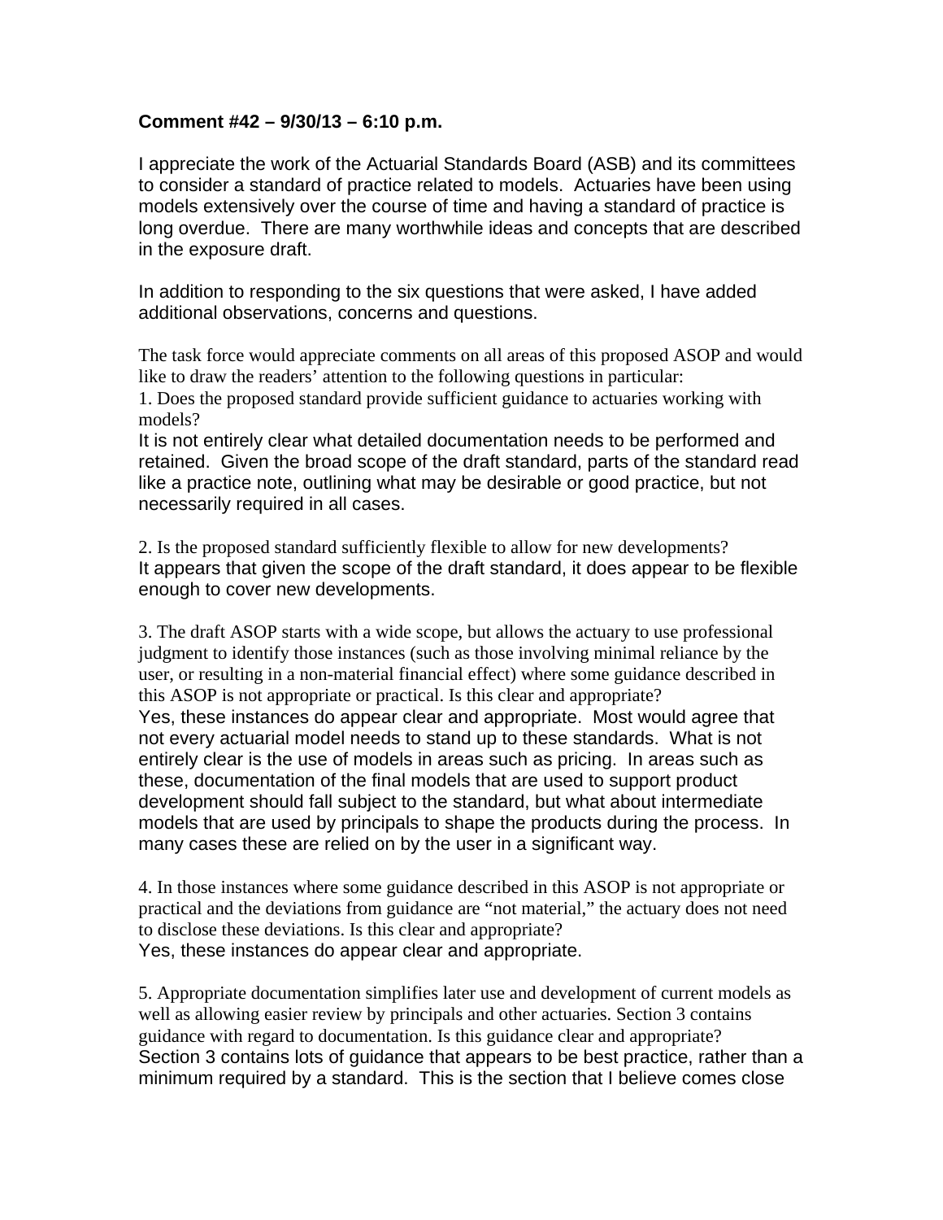**Comment #42 – 9/30/13 – 6:10 p.m.**

I appreciate the work of the Actuarial Standards Board (ASB) and its committees to consider a standard of practice related to models. Actuaries have been using models extensively over the course of time and having a standard of practice is long overdue. There are many worthwhile ideas and concepts that are described in the exposure draft.

In addition to responding to the six questions that were asked, I have added additional observations, concerns and questions.

The task force would appreciate comments on all areas of this proposed ASOP and would like to draw the readers' attention to the following questions in particular:

1. Does the proposed standard provide sufficient guidance to actuaries working with models?

It is not entirely clear what detailed documentation needs to be performed and retained. Given the broad scope of the draft standard, parts of the standard read like a practice note, outlining what may be desirable or good practice, but not necessarily required in all cases.

2. Is the proposed standard sufficiently flexible to allow for new developments?

It appears that given the scope of the draft standard, it does appear to be flexible enough to cover new developments.

3. The draft ASOP starts with a wide scope, but allows the actuary to use professional judgment to identify those instances (such as those involving minimal reliance by the user, or resulting in a non-material financial effect) where some guidance described in this ASOP is not appropriate or practical. Is this clear and appropriate?

Yes, these instances do appear clear and appropriate. Most would agree that not every actuarial model needs to stand up to these standards. What is not entirely clear is the use of models in areas such as pricing. In areas such as these, documentation of the final models that are used to support product development should fall subject to the standard, but what about intermediate models that are used by principals to shape the products during the process. In many cases these are relied on by the user in a significant way.

4. In those instances where some guidance described in this ASOP is not appropriate or practical and the deviations from guidance are "not material," the actuary does not need to disclose these deviations. Is this clear and appropriate?

Yes, these instances do appear clear and appropriate.

5. Appropriate documentation simplifies later use and development of current models as well as allowing easier review by principals and other actuaries. Section 3 contains guidance with regard to documentation. Is this guidance clear and appropriate?

Section 3 contains lots of guidance that appears to be best practice, rather than a minimum required by a standard. This is the section that I believe comes close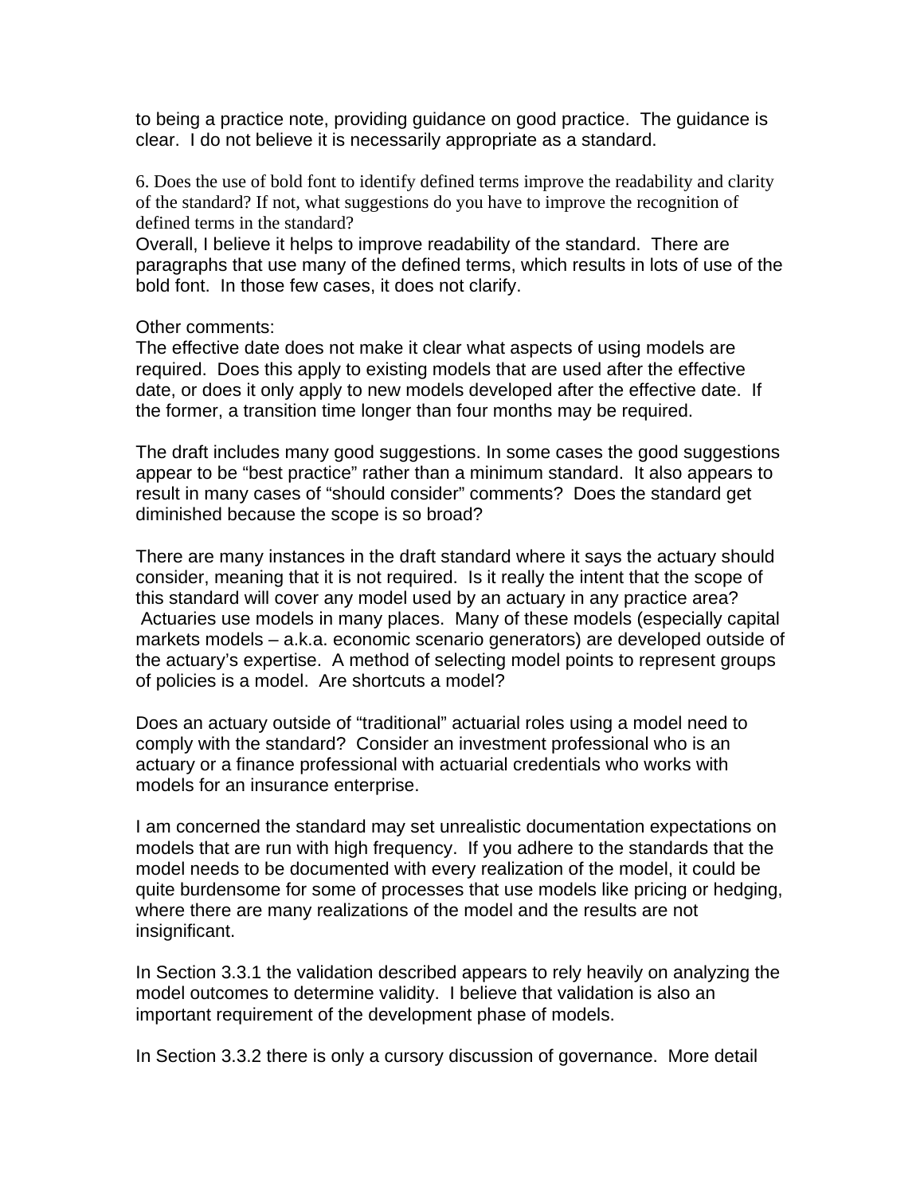to being a practice note, providing guidance on good practice. The guidance is clear. I do not believe it is necessarily appropriate as a standard.

6. Does the use of bold font to identify defined terms improve the readability and clarity of the standard? If not, what suggestions do you have to improve the recognition of defined terms in the standard?

Overall, I believe it helps to improve readability of the standard. There are paragraphs that use many of the defined terms, which results in lots of use of the bold font. In those few cases, it does not clarify.

Other comments:

The effective date does not make it clear what aspects of using models are required. Does this apply to existing models that are used after the effective date, or does it only apply to new models developed after the effective date. If the former, a transition time longer than four months may be required.

The draft includes many good suggestions. In some cases the good suggestions appear to be "best practice" rather than a minimum standard. It also appears to result in many cases of "should consider" comments? Does the standard get diminished because the scope is so broad?

There are many instances in the draft standard where it says the actuary should consider, meaning that it is not required. Is it really the intent that the scope of this standard will cover any model used by an actuary in any practice area? Actuaries use models in many places. Many of these models (especially capital markets models – a.k.a. economic scenario generators) are developed outside of the actuary's expertise. A method of selecting model points to represent groups of policies is a model. Are shortcuts a model?

Does an actuary outside of "traditional" actuarial roles using a model need to comply with the standard? Consider an investment professional who is an actuary or a finance professional with actuarial credentials who works with models for an insurance enterprise.

I am concerned the standard may set unrealistic documentation expectations on models that are run with high frequency. If you adhere to the standards that the model needs to be documented with every realization of the model, it could be quite burdensome for some of processes that use models like pricing or hedging, where there are many realizations of the model and the results are not insignificant.

In Section 3.3.1 the validation described appears to rely heavily on analyzing the model outcomes to determine validity. I believe that validation is also an important requirement of the development phase of models.

In Section 3.3.2 there is only a cursory discussion of governance. More detail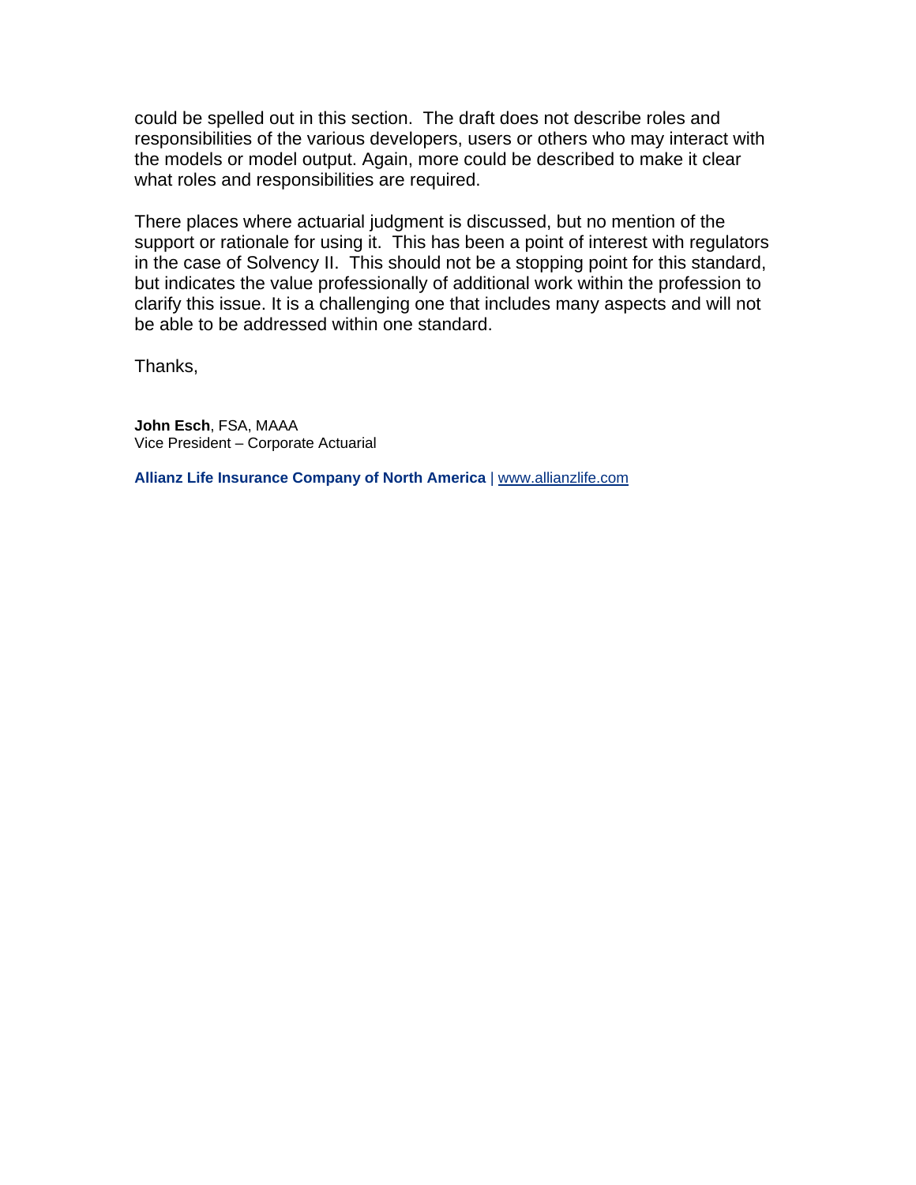could be spelled out in this section. The draft does not describe roles and responsibilities of the various developers, users or others who may interact with the models or model output. Again, more could be described to make it clear what roles and responsibilities are required.

There places where actuarial judgment is discussed, but no mention of the support or rationale for using it. This has been a point of interest with regulators in the case of Solvency II. This should not be a stopping point for this standard, but indicates the value professionally of additional work within the profession to clarify this issue. It is a challenging one that includes many aspects and will not be able to be addressed within one standard.

Thanks,

**John Esch**, FSA, MAAA
Vice President – Corporate Actuarial

**Allianz Life Insurance Company of North America** | www.allianzlife.com